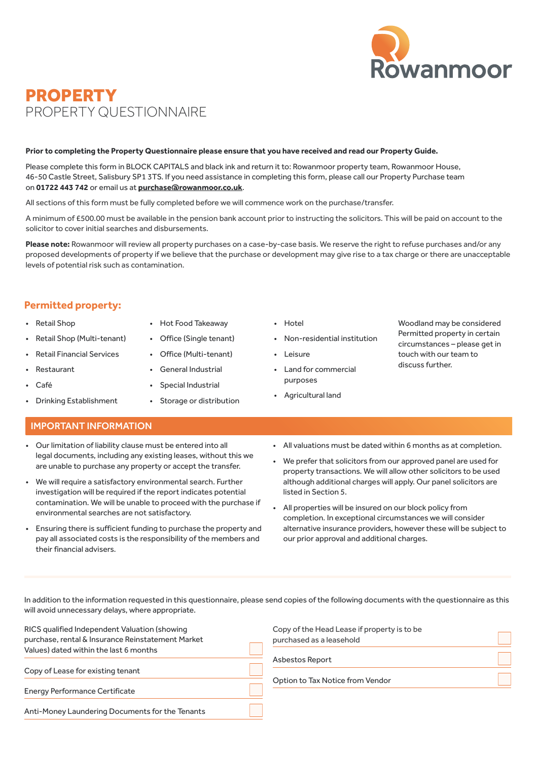Rowanmoor

# PROPERTY

## PROPERTY QUESTIONNAIRE

**Prior to completing the Property Questionnaire please ensure that you have received and read our Property Guide.**

Please complete this form in BLOCK CAPITALS and black ink and return it to: Rowanmoor property team, Rowanmoor House, 46-50 Castle Street, Salisbury SP1 3TS. If you need assistance in completing this form, please call our Property Purchase team on **01722 443 742** or email us at **purchase@rowanmoor.co.uk**.

All sections of this form must be fully completed before we will commence work on the purchase/transfer.

A minimum of £500.00 must be available in the pension bank account prior to instructing the solicitors. This will be paid on account to the solicitor to cover initial searches and disbursements.

**Please note:** Rowanmoor will review all property purchases on a case-by-case basis. We reserve the right to refuse purchases and/or any proposed developments of property if we believe that the purchase or development may give rise to a tax charge or there are unacceptable levels of potential risk such as contamination.

### Permitted property:

- Retail Shop
- Retail Shop (Multi-tenant)
- Retail Financial Services
- Restaurant
- Café
- Drinking Establishment
- Hot Food Takeaway
- Office (Single tenant)
- Office (Multi-tenant)
- General Industrial
- Special Industrial
- Storage or distribution
- Hotel
- Non-residential institution
- Leisure
- Land for commercial purposes
- Agricultural land

Woodland may be considered Permitted property in certain circumstances – please get in touch with our team to discuss further.

### IMPORTANT INFORMATION

- Our limitation of liability clause must be entered into all legal documents, including any existing leases, without this we are unable to purchase any property or accept the transfer.
- We will require a satisfactory environmental search. Further investigation will be required if the report indicates potential contamination. We will be unable to proceed with the purchase if environmental searches are not satisfactory.
- Ensuring there is sufficient funding to purchase the property and pay all associated costs is the responsibility of the members and their financial advisers.
- All valuations must be dated within 6 months as at completion.
- We prefer that solicitors from our approved panel are used for property transactions. We will allow other solicitors to be used although additional charges will apply. Our panel solicitors are listed in Section 5.
- All properties will be insured on our block policy from completion. In exceptional circumstances we will consider alternative insurance providers, however these will be subject to our prior approval and additional charges.

In addition to the information requested in this questionnaire, please send copies of the following documents with the questionnaire as this will avoid unnecessary delays, where appropriate.

| Document | |
|---|---|
| RICS qualified Independent Valuation (showing purchase, rental & Insurance Reinstatement Market Values) dated within the last 6 months | ☐ |
| Copy of Lease for existing tenant | ☐ |
| Energy Performance Certificate | ☐ |
| Anti-Money Laundering Documents for the Tenants | ☐ |
| Copy of the Head Lease if property is to be purchased as a leasehold | ☐ |
| Asbestos Report | ☐ |
| Option to Tax Notice from Vendor | ☐ |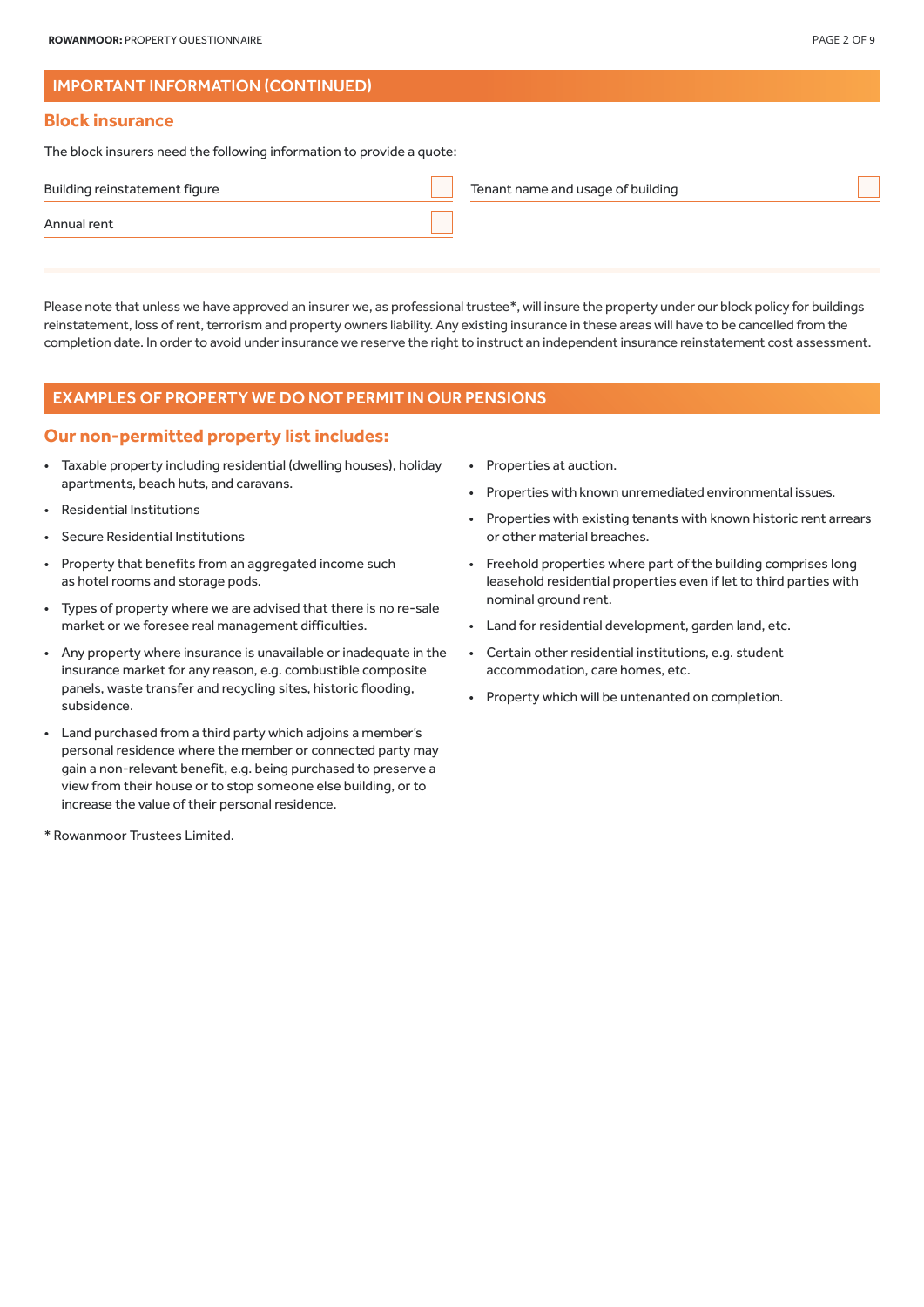## IMPORTANT INFORMATION (CONTINUED)

### Block insurance

The block insurers need the following information to provide a quote:

- Building reinstatement figure ☐
- Annual rent ☐
- Tenant name and usage of building ☐

Please note that unless we have approved an insurer we, as professional trustee*, will insure the property under our block policy for buildings reinstatement, loss of rent, terrorism and property owners liability. Any existing insurance in these areas will have to be cancelled from the completion date. In order to avoid under insurance we reserve the right to instruct an independent insurance reinstatement cost assessment.

## EXAMPLES OF PROPERTY WE DO NOT PERMIT IN OUR PENSIONS

### Our non-permitted property list includes:

- Taxable property including residential (dwelling houses), holiday apartments, beach huts, and caravans.
- Residential Institutions
- Secure Residential Institutions
- Property that benefits from an aggregated income such as hotel rooms and storage pods.
- Types of property where we are advised that there is no re-sale market or we foresee real management difficulties.
- Any property where insurance is unavailable or inadequate in the insurance market for any reason, e.g. combustible composite panels, waste transfer and recycling sites, historic flooding, subsidence.
- Land purchased from a third party which adjoins a member's personal residence where the member or connected party may gain a non-relevant benefit, e.g. being purchased to preserve a view from their house or to stop someone else building, or to increase the value of their personal residence.
- Properties at auction.
- Properties with known unremediated environmental issues.
- Properties with existing tenants with known historic rent arrears or other material breaches.
- Freehold properties where part of the building comprises long leasehold residential properties even if let to third parties with nominal ground rent.
- Land for residential development, garden land, etc.
- Certain other residential institutions, e.g. student accommodation, care homes, etc.
- Property which will be untenanted on completion.

* Rowanmoor Trustees Limited.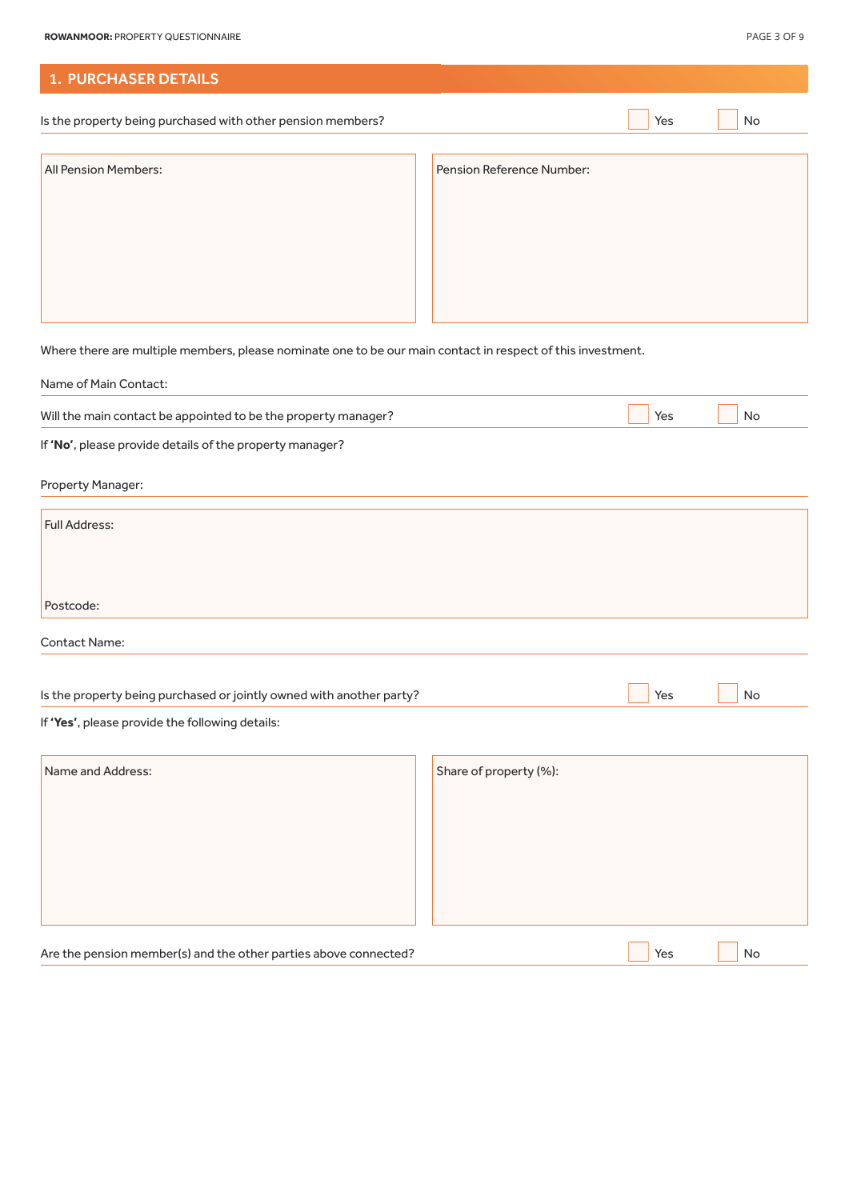## 1. PURCHASER DETAILS

Is the property being purchased with other pension members? ☐ Yes ☐ No

| All Pension Members: | Pension Reference Number: |
| --- | --- |
| | |

Where there are multiple members, please nominate one to be our main contact in respect of this investment.

Name of Main Contact:

Will the main contact be appointed to be the property manager? ☐ Yes ☐ No

If **'No'**, please provide details of the property manager?

Property Manager:

Full Address:

Postcode:

Contact Name:

Is the property being purchased or jointly owned with another party? ☐ Yes ☐ No

If **'Yes'**, please provide the following details:

| Name and Address: | Share of property (%): |
| --- | --- |
| | |

Are the pension member(s) and the other parties above connected? ☐ Yes ☐ No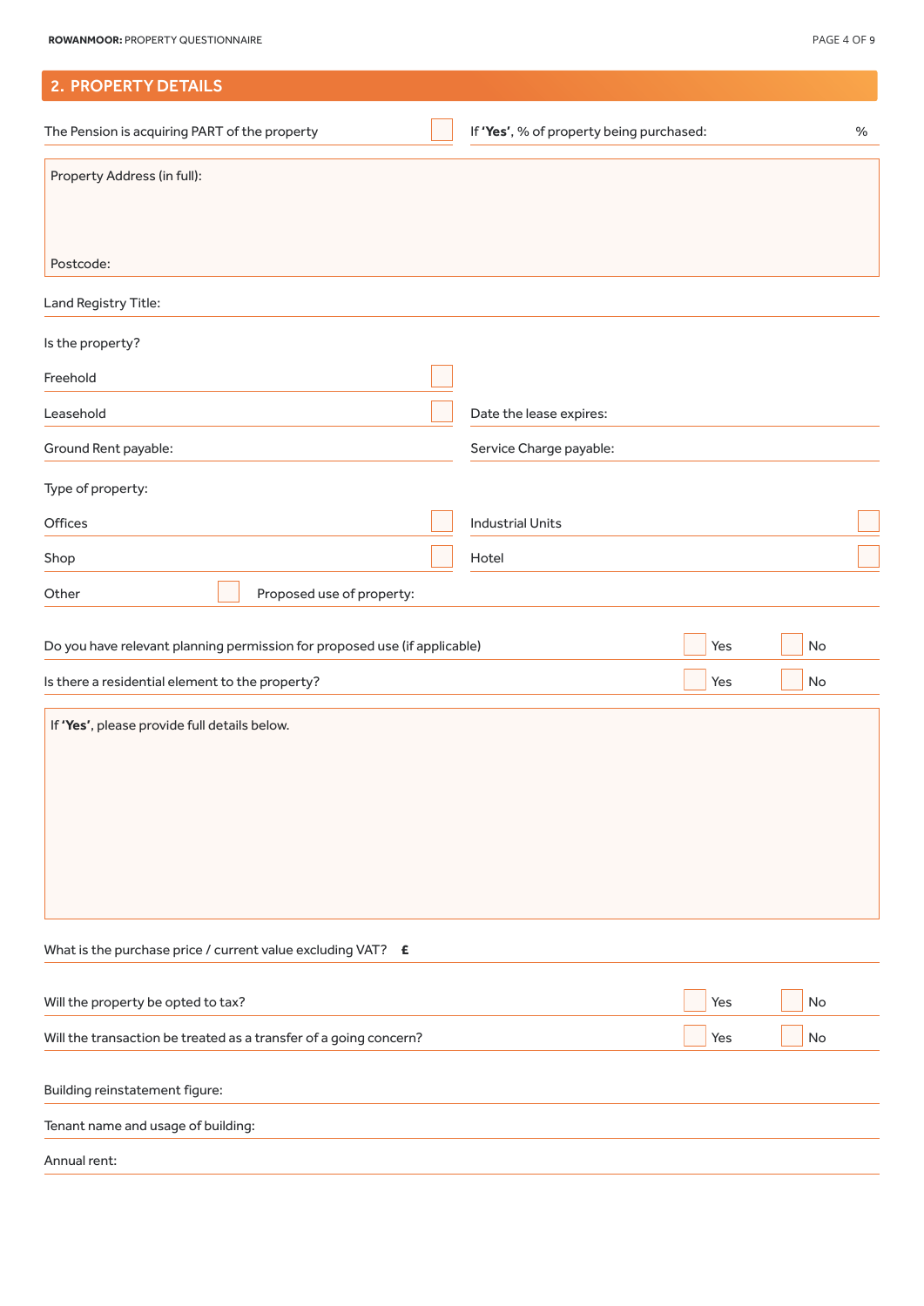## 2. PROPERTY DETAILS

The Pension is acquiring PART of the property ☐ | If **'Yes'**, % of property being purchased: %

Property Address (in full):

Postcode:

Land Registry Title:

Is the property?

Freehold ☐

Leasehold ☐ | Date the lease expires:

Ground Rent payable: | Service Charge payable:

Type of property:

| | | | |
|---|---|---|---|
| Offices | ☐ | Industrial Units | ☐ |
| Shop | ☐ | Hotel | ☐ |

Other ☐ Proposed use of property:

| | | |
|---|---|---|
| Do you have relevant planning permission for proposed use (if applicable) | ☐ Yes | ☐ No |
| Is there a residential element to the property? | ☐ Yes | ☐ No |

If **'Yes'**, please provide full details below.

What is the purchase price / current value excluding VAT? **£**

| | | |
|---|---|---|
| Will the property be opted to tax? | ☐ Yes | ☐ No |
| Will the transaction be treated as a transfer of a going concern? | ☐ Yes | ☐ No |

Building reinstatement figure:

Tenant name and usage of building:

Annual rent: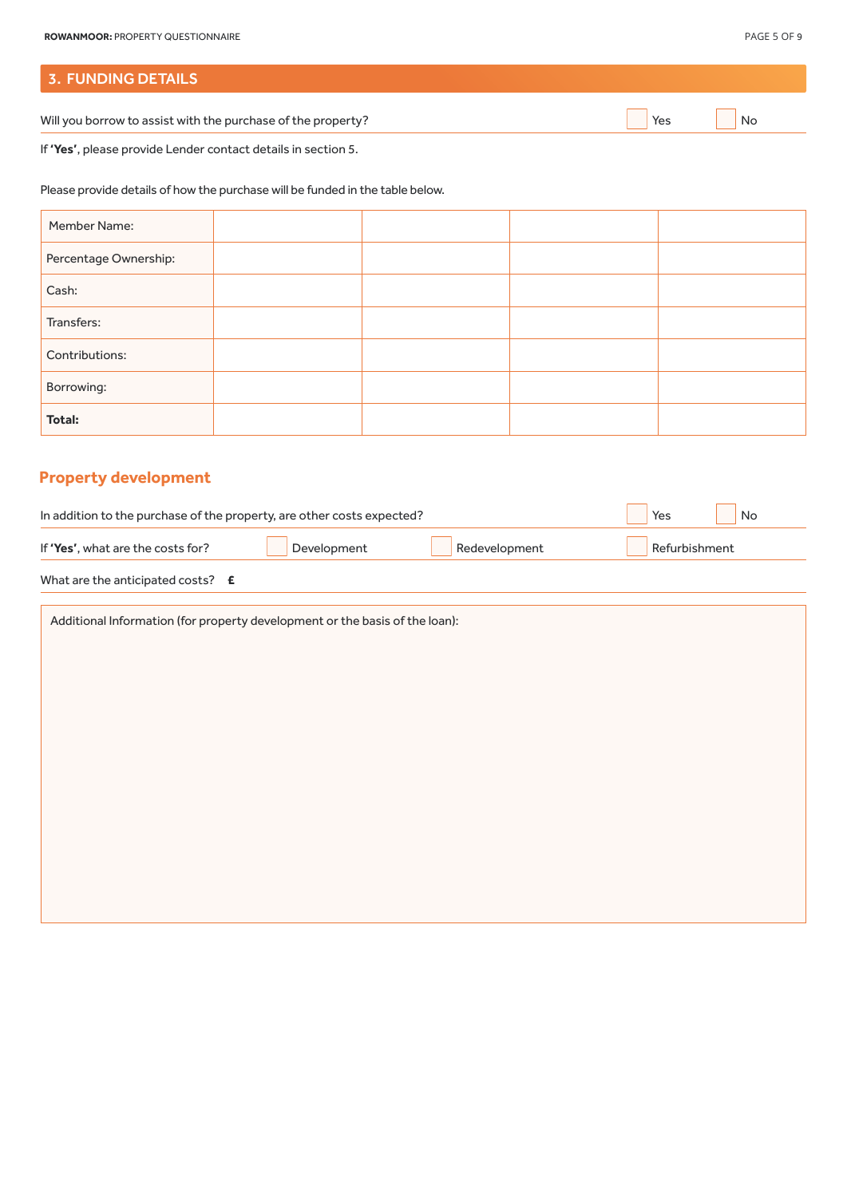## 3. FUNDING DETAILS

Will you borrow to assist with the purchase of the property? ☐ Yes ☐ No

If **'Yes'**, please provide Lender contact details in section 5.

Please provide details of how the purchase will be funded in the table below.

| Member Name: | | | | |
|---|---|---|---|---|
| Percentage Ownership: | | | | |
| Cash: | | | | |
| Transfers: | | | | |
| Contributions: | | | | |
| Borrowing: | | | | |
| **Total:** | | | | |

### Property development

In addition to the purchase of the property, are other costs expected? ☐ Yes ☐ No

If **'Yes'**, what are the costs for? ☐ Development ☐ Redevelopment ☐ Refurbishment

What are the anticipated costs? **£**

Additional Information (for property development or the basis of the loan):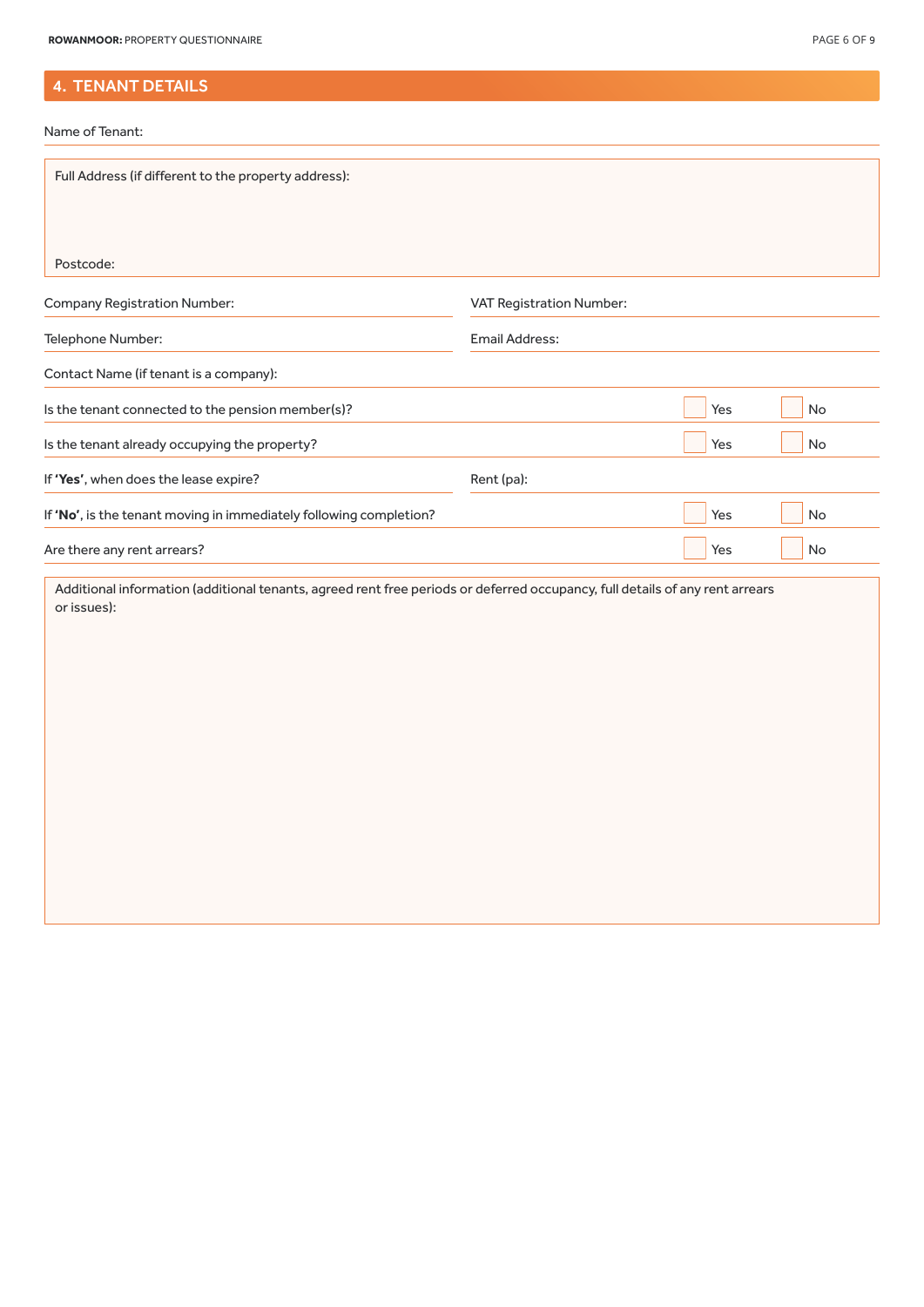## 4. TENANT DETAILS

Name of Tenant:

Full Address (if different to the property address):

Postcode:

Company Registration Number:

VAT Registration Number:

Telephone Number:

Email Address:

Contact Name (if tenant is a company):

Is the tenant connected to the pension member(s)? ☐ Yes ☐ No

Is the tenant already occupying the property? ☐ Yes ☐ No

If **'Yes'**, when does the lease expire?

Rent (pa):

If **'No'**, is the tenant moving in immediately following completion? ☐ Yes ☐ No

Are there any rent arrears? ☐ Yes ☐ No

Additional information (additional tenants, agreed rent free periods or deferred occupancy, full details of any rent arrears or issues):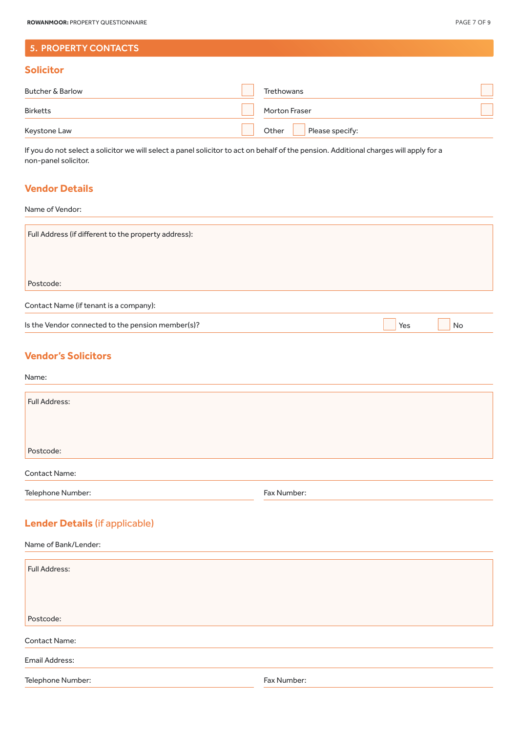## 5. PROPERTY CONTACTS

### Solicitor

| | | | |
|---|---|---|---|
| Butcher & Barlow | ☐ | Trethowans | ☐ |
| Birketts | ☐ | Morton Fraser | ☐ |
| Keystone Law | ☐ | Other ☐ Please specify: | |

If you do not select a solicitor we will select a panel solicitor to act on behalf of the pension. Additional charges will apply for a non-panel solicitor.

### Vendor Details

Name of Vendor:

Full Address (if different to the property address):

Postcode:

Contact Name (if tenant is a company):

Is the Vendor connected to the pension member(s)? ☐ Yes ☐ No

### Vendor's Solicitors

Name:

Full Address:

Postcode:

Contact Name:

Telephone Number:

Fax Number:

### Lender Details (if applicable)

Name of Bank/Lender:

Full Address:

Postcode:

Contact Name:

Email Address:

Telephone Number:

Fax Number: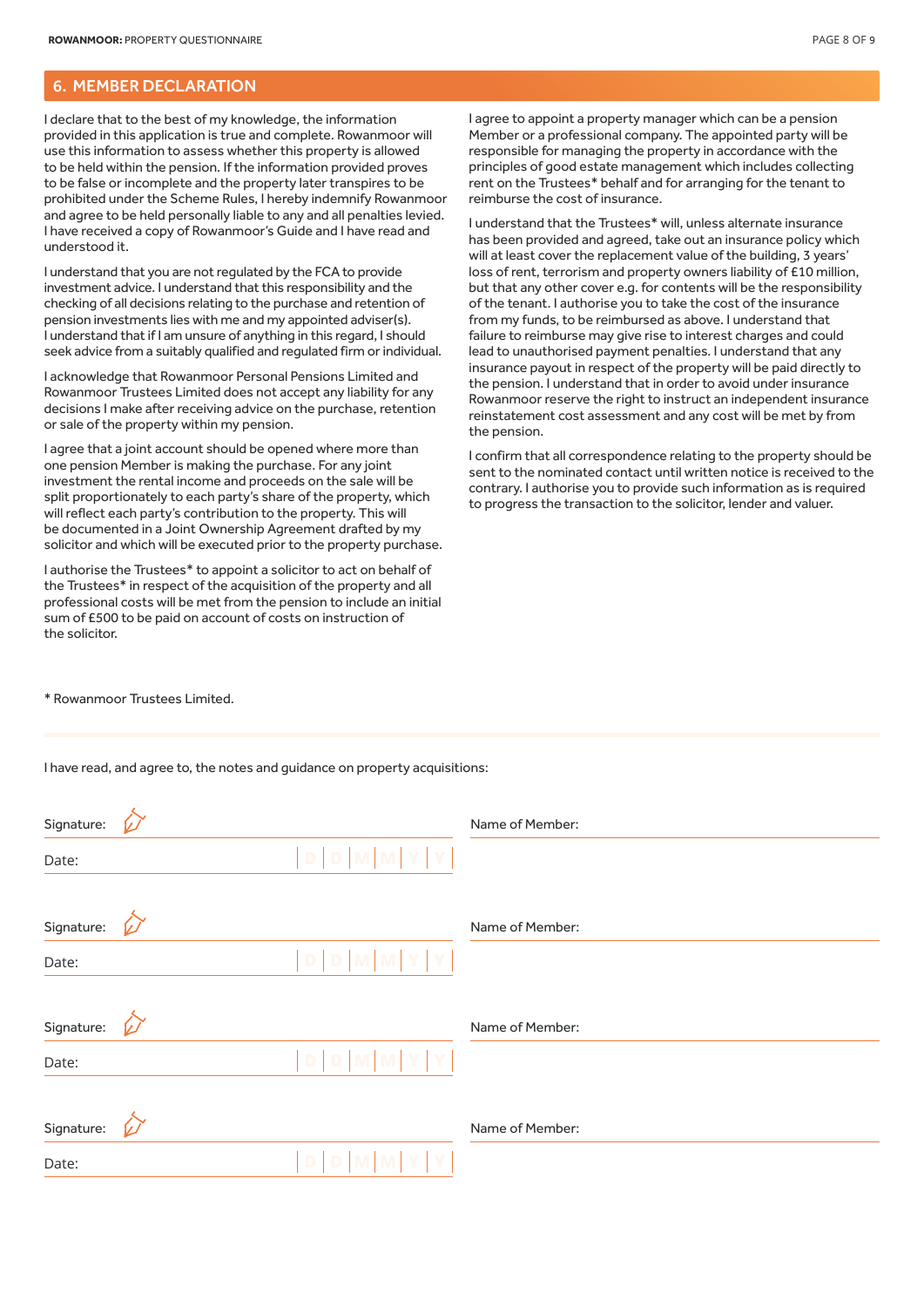## 6. MEMBER DECLARATION

I declare that to the best of my knowledge, the information provided in this application is true and complete. Rowanmoor will use this information to assess whether this property is allowed to be held within the pension. If the information provided proves to be false or incomplete and the property later transpires to be prohibited under the Scheme Rules, I hereby indemnify Rowanmoor and agree to be held personally liable to any and all penalties levied. I have received a copy of Rowanmoor's Guide and I have read and understood it.

I understand that you are not regulated by the FCA to provide investment advice. I understand that this responsibility and the checking of all decisions relating to the purchase and retention of pension investments lies with me and my appointed adviser(s). I understand that if I am unsure of anything in this regard, I should seek advice from a suitably qualified and regulated firm or individual.

I acknowledge that Rowanmoor Personal Pensions Limited and Rowanmoor Trustees Limited does not accept any liability for any decisions I make after receiving advice on the purchase, retention or sale of the property within my pension.

I agree that a joint account should be opened where more than one pension Member is making the purchase. For any joint investment the rental income and proceeds on the sale will be split proportionately to each party's share of the property, which will reflect each party's contribution to the property. This will be documented in a Joint Ownership Agreement drafted by my solicitor and which will be executed prior to the property purchase.

I authorise the Trustees* to appoint a solicitor to act on behalf of the Trustees* in respect of the acquisition of the property and all professional costs will be met from the pension to include an initial sum of £500 to be paid on account of costs on instruction of the solicitor.

I agree to appoint a property manager which can be a pension Member or a professional company. The appointed party will be responsible for managing the property in accordance with the principles of good estate management which includes collecting rent on the Trustees* behalf and for arranging for the tenant to reimburse the cost of insurance.

I understand that the Trustees* will, unless alternate insurance has been provided and agreed, take out an insurance policy which will at least cover the replacement value of the building, 3 years' loss of rent, terrorism and property owners liability of £10 million, but that any other cover e.g. for contents will be the responsibility of the tenant. I authorise you to take the cost of the insurance from my funds, to be reimbursed as above. I understand that failure to reimburse may give rise to interest charges and could lead to unauthorised payment penalties. I understand that any insurance payout in respect of the property will be paid directly to the pension. I understand that in order to avoid under insurance Rowanmoor reserve the right to instruct an independent insurance reinstatement cost assessment and any cost will be met by from the pension.

I confirm that all correspondence relating to the property should be sent to the nominated contact until written notice is received to the contrary. I authorise you to provide such information as is required to progress the transaction to the solicitor, lender and valuer.

\* Rowanmoor Trustees Limited.

I have read, and agree to, the notes and guidance on property acquisitions:

Signature: ______________________ Name of Member: ______________________

Date: D D M M Y Y

Signature: ______________________ Name of Member: ______________________

Date: D D M M Y Y

Signature: ______________________ Name of Member: ______________________

Date: D D M M Y Y

Signature: ______________________ Name of Member: ______________________

Date: D D M M Y Y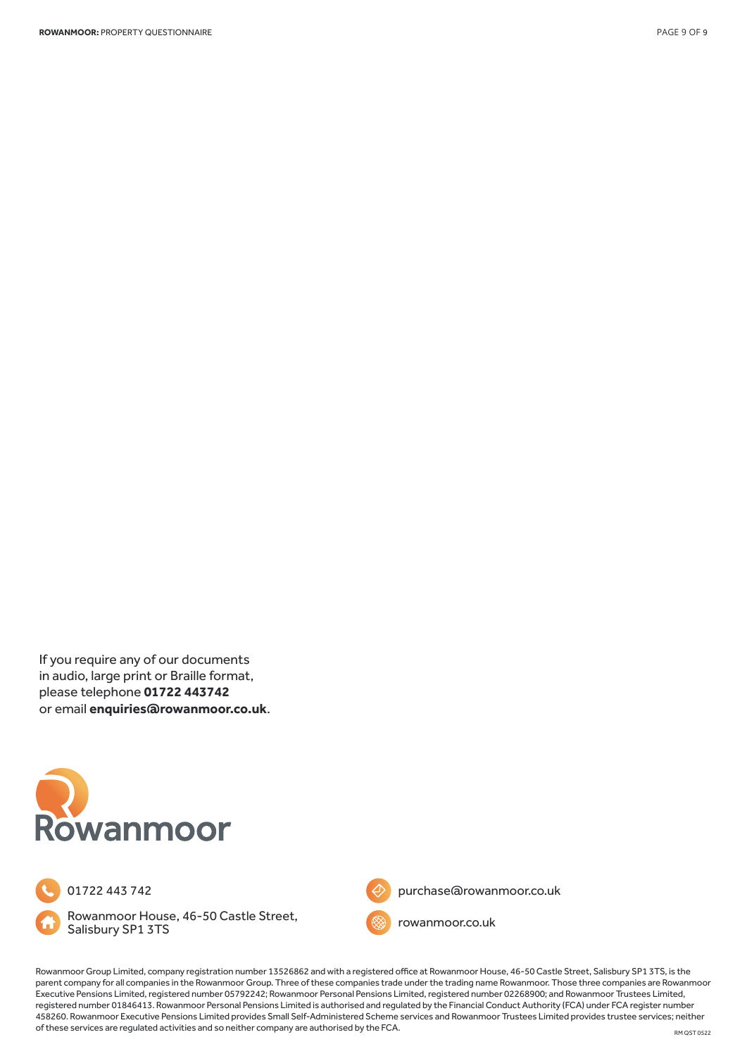If you require any of our documents in audio, large print or Braille format, please telephone **01722 443742** or email **enquiries@rowanmoor.co.uk**.

Rowanmoor

01722 443 742

Rowanmoor House, 46-50 Castle Street, Salisbury SP1 3TS

purchase@rowanmoor.co.uk

rowanmoor.co.uk

Rowanmoor Group Limited, company registration number 13526862 and with a registered office at Rowanmoor House, 46-50 Castle Street, Salisbury SP1 3TS, is the parent company for all companies in the Rowanmoor Group. Three of these companies trade under the trading name Rowanmoor. Those three companies are Rowanmoor Executive Pensions Limited, registered number 05792242; Rowanmoor Personal Pensions Limited, registered number 02268900; and Rowanmoor Trustees Limited, registered number 01846413. Rowanmoor Personal Pensions Limited is authorised and regulated by the Financial Conduct Authority (FCA) under FCA register number 458260. Rowanmoor Executive Pensions Limited provides Small Self-Administered Scheme services and Rowanmoor Trustees Limited provides trustee services; neither of these services are regulated activities and so neither company are authorised by the FCA.

RM QST 0522